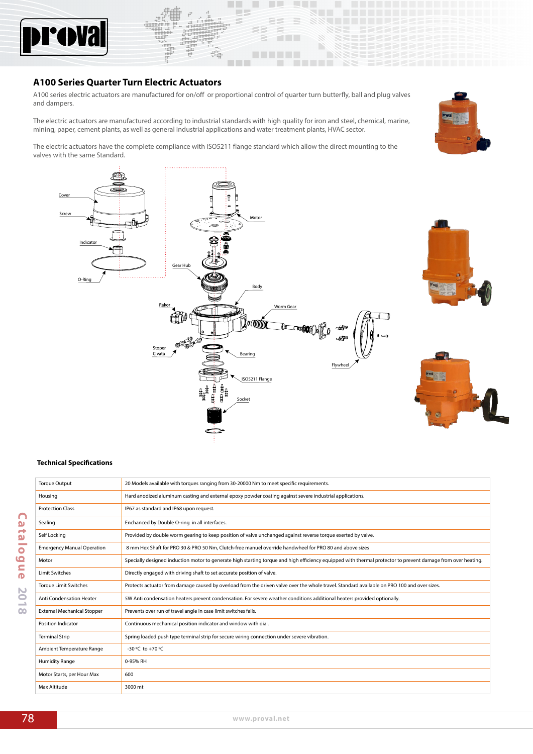## A100 Series Quarter Turn Electric Actuators

A100 series electric actuators are manufactured for on/off or proportional control of quarter turn butterfly, ball and plug valves and dampers.

The electric actuators are manufactured according to industrial standards with high quality for iron and steel, chemical, marine, mining, paper, cement plants, as well as general industrial applications and water treatment plants, HVAC sector.

The electric actuators have the complete compliance with ISO5211 flange standard which allow the direct mounting to the valves with the same Standard.

### Technical Specifications

| | |
|---|---|
| Torque Output | 20 Models available with torques ranging from 30-20000 Nm to meet specific requirements. |
| Housing | Hard anodized aluminum casting and external epoxy powder coating against severe industrial applications. |
| Protection Class | IP67 as standard and IP68 upon request. |
| Sealing | Enchanced by Double O-ring in all interfaces. |
| Self Locking | Provided by double worm gearing to keep position of valve unchanged against reverse torque exerted by valve. |
| Emergency Manual Operation | 8 mm Hex Shaft for PRO 30 & PRO 50 Nm, Clutch-free manuel override handwheel for PRO 80 and above sizes |
| Motor | Specially designed induction motor to generate high starting torque and high efficiency equipped with thermal protector to prevent damage from over heating. |
| Limit Switches | Directly engaged with driving shaft to set accurate position of valve. |
| Torque Limit Switches | Protects actuator from damage caused by overload from the driven valve over the whole travel. Standard available on PRO 100 and over sizes. |
| Anti Condensation Heater | 5W Anti condensation heaters prevent condensation. For severe weather conditions additional heaters provided optionally. |
| External Mechanical Stopper | Prevents over run of travel angle in case limit switches fails. |
| Position Indicator | Continuous mechanical position indicator and window with dial. |
| Terminal Strip | Spring loaded push type terminal strip for secure wiring connection under severe vibration. |
| Ambient Temperature Range | -30 ºC to +70 ºC |
| Humidity Range | 0-95% RH |
| Motor Starts, per Hour Max | 600 |
| Max Altitude | 3000 mt |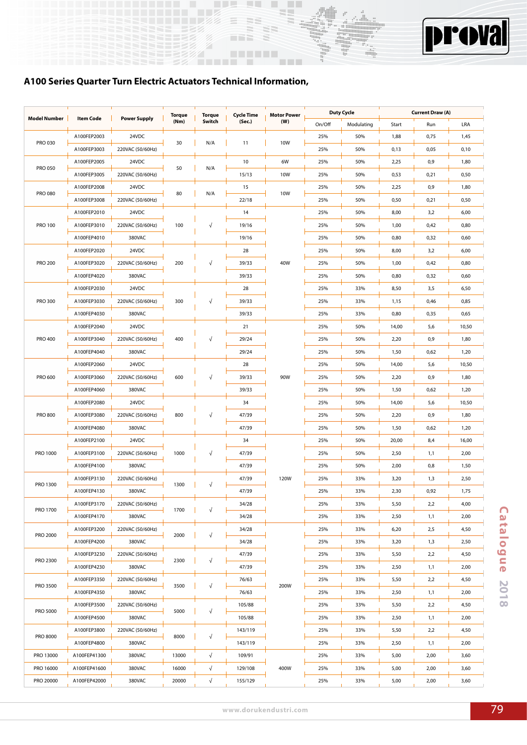## A100 Series Quarter Turn Electric Actuators Technical Information,

| Model Number | Item Code | Power Supply | Torque (Nm) | Torque Switch | Cycle Time (Sec.) | Motor Power (W) | Duty Cycle | | Current Draw (A) | | |
|---|---|---|---|---|---|---|---|---|---|---|---|
| | | | | | | | On/Off | Modulating | Start | Run | LRA |
| PRO 030 | A100FEP2003 | 24VDC | 30 | N/A | 11 | 10W | 25% | 50% | 1,88 | 0,75 | 1,45 |
| | A100FEP3003 | 220VAC (50/60Hz) | | | | | 25% | 50% | 0,13 | 0,05 | 0,10 |
| PRO 050 | A100FEP2005 | 24VDC | 50 | N/A | 10 | 6W | 25% | 50% | 2,25 | 0,9 | 1,80 |
| | A100FEP3005 | 220VAC (50/60Hz) | | | 15/13 | 10W | 25% | 50% | 0,53 | 0,21 | 0,50 |
| PRO 080 | A100FEP2008 | 24VDC | 80 | N/A | 15 | 10W | 25% | 50% | 2,25 | 0,9 | 1,80 |
| | A100FEP3008 | 220VAC (50/60Hz) | | | 22/18 | | 25% | 50% | 0,50 | 0,21 | 0,50 |
| PRO 100 | A100FEP2010 | 24VDC | 100 | √ | 14 | 40W | 25% | 50% | 8,00 | 3,2 | 6,00 |
| | A100FEP3010 | 220VAC (50/60Hz) | | | 19/16 | | 25% | 50% | 1,00 | 0,42 | 0,80 |
| | A100FEP4010 | 380VAC | | | 19/16 | | 25% | 50% | 0,80 | 0,32 | 0,60 |
| PRO 200 | A100FEP2020 | 24VDC | 200 | √ | 28 | | 25% | 50% | 8,00 | 3,2 | 6,00 |
| | A100FEP3020 | 220VAC (50/60Hz) | | | 39/33 | | 25% | 50% | 1,00 | 0,42 | 0,80 |
| | A100FEP4020 | 380VAC | | | 39/33 | | 25% | 50% | 0,80 | 0,32 | 0,60 |
| PRO 300 | A100FEP2030 | 24VDC | 300 | √ | 28 | | 25% | 33% | 8,50 | 3,5 | 6,50 |
| | A100FEP3030 | 220VAC (50/60Hz) | | | 39/33 | | 25% | 33% | 1,15 | 0,46 | 0,85 |
| | A100FEP4030 | 380VAC | | | 39/33 | | 25% | 33% | 0,80 | 0,35 | 0,65 |
| PRO 400 | A100FEP2040 | 24VDC | 400 | √ | 21 | 90W | 25% | 50% | 14,00 | 5,6 | 10,50 |
| | A100FEP3040 | 220VAC (50/60Hz) | | | 29/24 | | 25% | 50% | 2,20 | 0,9 | 1,80 |
| | A100FEP4040 | 380VAC | | | 29/24 | | 25% | 50% | 1,50 | 0,62 | 1,20 |
| PRO 600 | A100FEP2060 | 24VDC | 600 | √ | 28 | | 25% | 50% | 14,00 | 5,6 | 10,50 |
| | A100FEP3060 | 220VAC (50/60Hz) | | | 39/33 | | 25% | 50% | 2,20 | 0,9 | 1,80 |
| | A100FEP4060 | 380VAC | | | 39/33 | | 25% | 50% | 1,50 | 0,62 | 1,20 |
| PRO 800 | A100FEP2080 | 24VDC | 800 | √ | 34 | | 25% | 50% | 14,00 | 5,6 | 10,50 |
| | A100FEP3080 | 220VAC (50/60Hz) | | | 47/39 | | 25% | 50% | 2,20 | 0,9 | 1,80 |
| | A100FEP4080 | 380VAC | | | 47/39 | | 25% | 50% | 1,50 | 0,62 | 1,20 |
| PRO 1000 | A100FEP2100 | 24VDC | 1000 | √ | 34 | 120W | 25% | 50% | 20,00 | 8,4 | 16,00 |
| | A100FEP3100 | 220VAC (50/60Hz) | | | 47/39 | | 25% | 50% | 2,50 | 1,1 | 2,00 |
| | A100FEP4100 | 380VAC | | | 47/39 | | 25% | 50% | 2,00 | 0,8 | 1,50 |
| PRO 1300 | A100FEP3130 | 220VAC (50/60Hz) | 1300 | √ | 47/39 | | 25% | 33% | 3,20 | 1,3 | 2,50 |
| | A100FEP4130 | 380VAC | | | 47/39 | | 25% | 33% | 2,30 | 0,92 | 1,75 |
| PRO 1700 | A100FEP3170 | 220VAC (50/60Hz) | 1700 | √ | 34/28 | | 25% | 33% | 5,50 | 2,2 | 4,00 |
| | A100FEP4170 | 380VAC | | | 34/28 | | 25% | 33% | 2,50 | 1,1 | 2,00 |
| PRO 2000 | A100FEP3200 | 220VAC (50/60Hz) | 2000 | √ | 34/28 | 200W | 25% | 33% | 6,20 | 2,5 | 4,50 |
| | A100FEP4200 | 380VAC | | | 34/28 | | 25% | 33% | 3,20 | 1,3 | 2,50 |
| PRO 2300 | A100FEP3230 | 220VAC (50/60Hz) | 2300 | √ | 47/39 | | 25% | 33% | 5,50 | 2,2 | 4,50 |
| | A100FEP4230 | 380VAC | | | 47/39 | | 25% | 33% | 2,50 | 1,1 | 2,00 |
| PRO 3500 | A100FEP3350 | 220VAC (50/60Hz) | 3500 | √ | 76/63 | | 25% | 33% | 5,50 | 2,2 | 4,50 |
| | A100FEP4350 | 380VAC | | | 76/63 | | 25% | 33% | 2,50 | 1,1 | 2,00 |
| PRO 5000 | A100FEP3500 | 220VAC (50/60Hz) | 5000 | √ | 105/88 | | 25% | 33% | 5,50 | 2,2 | 4,50 |
| | A100FEP4500 | 380VAC | | | 105/88 | | 25% | 33% | 2,50 | 1,1 | 2,00 |
| PRO 8000 | A100FEP3800 | 220VAC (50/60Hz) | 8000 | √ | 143/119 | | 25% | 33% | 5,50 | 2,2 | 4,50 |
| | A100FEP4800 | 380VAC | | | 143/119 | | 25% | 33% | 2,50 | 1,1 | 2,00 |
| PRO 13000 | A100FEP41300 | 380VAC | 13000 | √ | 109/91 | 400W | 25% | 33% | 5,00 | 2,00 | 3,60 |
| PRO 16000 | A100FEP41600 | 380VAC | 16000 | √ | 129/108 | | 25% | 33% | 5,00 | 2,00 | 3,60 |
| PRO 20000 | A100FEP42000 | 380VAC | 20000 | √ | 155/129 | | 25% | 33% | 5,00 | 2,00 | 3,60 |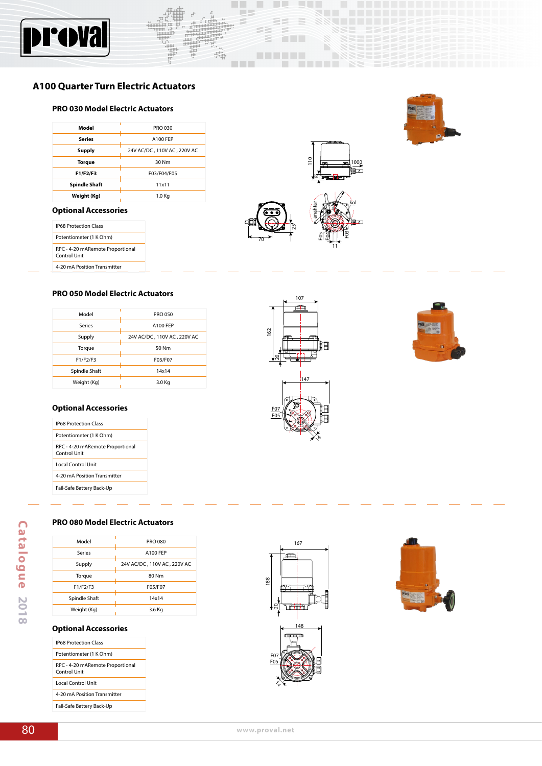# A100 Quarter Turn Electric Actuators

## PRO 030 Model Electric Actuators

| Model | PRO 030 |
|---|---|
| Series | A100 FEP |
| Supply | 24V AC/DC , 110V AC , 220V AC |
| Torque | 30 Nm |
| F1/F2/F3 | F03/F04/F05 |
| Spindle Shaft | 11x11 |
| Weight (Kg) | 1.0 Kg |

### Optional Accessories

- IP68 Protection Class
- Potentiometer (1 K Ohm)
- RPC - 4-20 mARemote Proportional Control Unit
- 4-20 mA Position Transmitter

## PRO 050 Model Electric Actuators

| Model | PRO 050 |
|---|---|
| Series | A100 FEP |
| Supply | 24V AC/DC , 110V AC , 220V AC |
| Torque | 50 Nm |
| F1/F2/F3 | F05/F07 |
| Spindle Shaft | 14x14 |
| Weight (Kg) | 3.0 Kg |

### Optional Accessories

- IP68 Protection Class
- Potentiometer (1 K Ohm)
- RPC - 4-20 mARemote Proportional Control Unit
- Local Control Unit
- 4-20 mA Position Transmitter
- Fail-Safe Battery Back-Up

## PRO 080 Model Electric Actuators

| Model | PRO 080 |
|---|---|
| Series | A100 FEP |
| Supply | 24V AC/DC , 110V AC , 220V AC |
| Torque | 80 Nm |
| F1/F2/F3 | F05/F07 |
| Spindle Shaft | 14x14 |
| Weight (Kg) | 3.6 Kg |

### Optional Accessories

- IP68 Protection Class
- Potentiometer (1 K Ohm)
- RPC - 4-20 mARemote Proportional Control Unit
- Local Control Unit
- 4-20 mA Position Transmitter
- Fail-Safe Battery Back-Up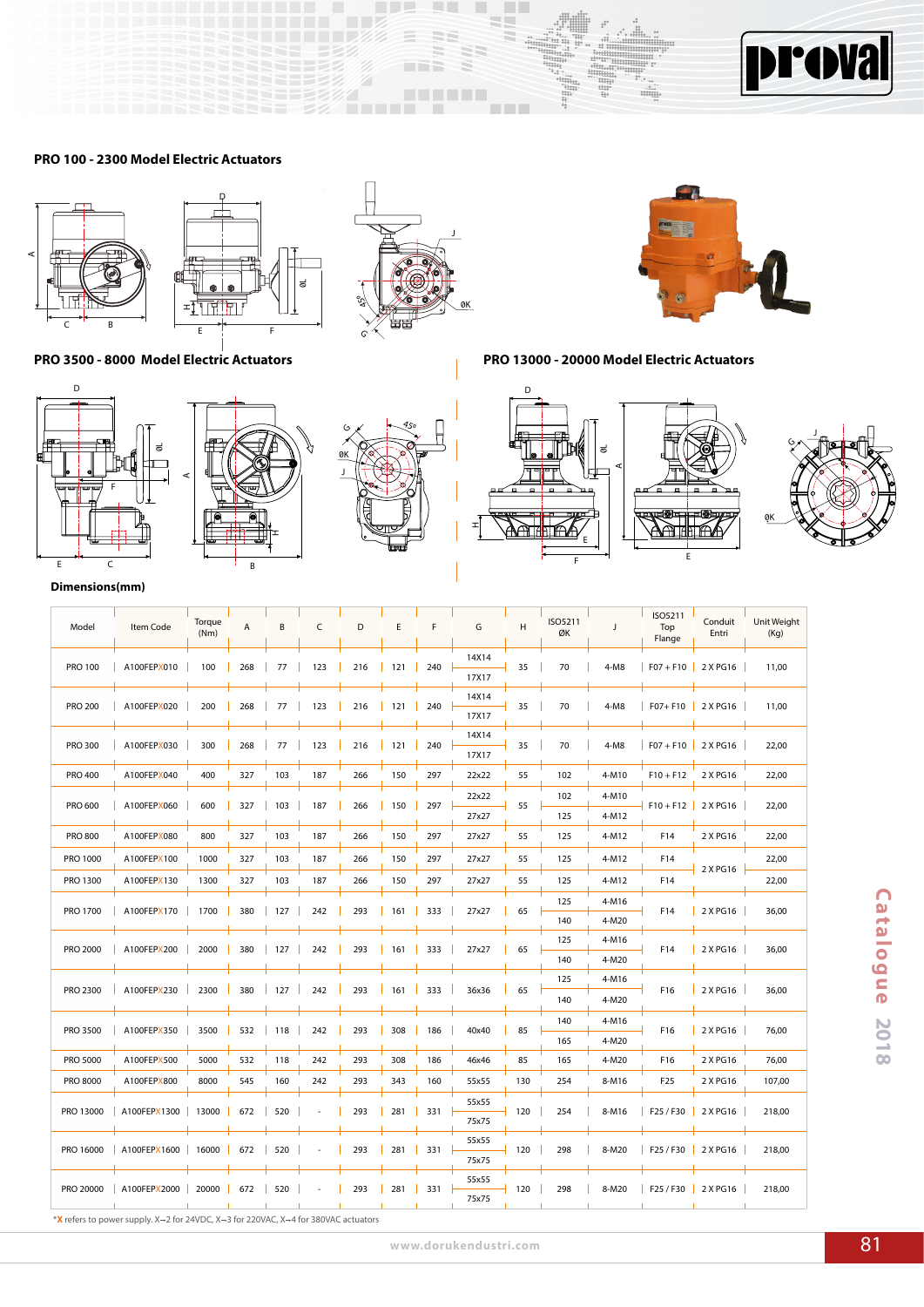### PRO 100 - 2300 Model Electric Actuators

### PRO 3500 - 8000 Model Electric Actuators

### PRO 13000 - 20000 Model Electric Actuators

**Dimensions(mm)**

| Model | Item Code | Torque (Nm) | A | B | C | D | E | F | G | H | ISO5211 ØK | J | ISO5211 Top Flange | Conduit Entri | Unit Weight (Kg) |
|---|---|---|---|---|---|---|---|---|---|---|---|---|---|---|---|
| PRO 100 | A100FEPX010 | 100 | 268 | 77 | 123 | 216 | 121 | 240 | 14X14 / 17X17 | 35 | 70 | 4-M8 | F07 + F10 | 2 X PG16 | 11,00 |
| PRO 200 | A100FEPX020 | 200 | 268 | 77 | 123 | 216 | 121 | 240 | 14X14 / 17X17 | 35 | 70 | 4-M8 | F07+ F10 | 2 X PG16 | 11,00 |
| PRO 300 | A100FEPX030 | 300 | 268 | 77 | 123 | 216 | 121 | 240 | 14X14 / 17X17 | 35 | 70 | 4-M8 | F07 + F10 | 2 X PG16 | 22,00 |
| PRO 400 | A100FEPX040 | 400 | 327 | 103 | 187 | 266 | 150 | 297 | 22x22 | 55 | 102 | 4-M10 | F10 + F12 | 2 X PG16 | 22,00 |
| PRO 600 | A100FEPX060 | 600 | 327 | 103 | 187 | 266 | 150 | 297 | 22x22 / 27x27 | 55 | 102 / 125 | 4-M10 / 4-M12 | F10 + F12 | 2 X PG16 | 22,00 |
| PRO 800 | A100FEPX080 | 800 | 327 | 103 | 187 | 266 | 150 | 297 | 27x27 | 55 | 125 | 4-M12 | F14 | 2 X PG16 | 22,00 |
| PRO 1000 | A100FEPX100 | 1000 | 327 | 103 | 187 | 266 | 150 | 297 | 27x27 | 55 | 125 | 4-M12 | F14 | 2 X PG16 | 22,00 |
| PRO 1300 | A100FEPX130 | 1300 | 327 | 103 | 187 | 266 | 150 | 297 | 27x27 | 55 | 125 | 4-M12 | F14 | 2 X PG16 | 22,00 |
| PRO 1700 | A100FEPX170 | 1700 | 380 | 127 | 242 | 293 | 161 | 333 | 27x27 | 65 | 125 / 140 | 4-M16 / 4-M20 | F14 | 2 X PG16 | 36,00 |
| PRO 2000 | A100FEPX200 | 2000 | 380 | 127 | 242 | 293 | 161 | 333 | 27x27 | 65 | 125 / 140 | 4-M16 / 4-M20 | F14 | 2 X PG16 | 36,00 |
| PRO 2300 | A100FEPX230 | 2300 | 380 | 127 | 242 | 293 | 161 | 333 | 36x36 | 65 | 125 / 140 | 4-M16 / 4-M20 | F16 | 2 X PG16 | 36,00 |
| PRO 3500 | A100FEPX350 | 3500 | 532 | 118 | 242 | 293 | 308 | 186 | 40x40 | 85 | 140 / 165 | 4-M16 / 4-M20 | F16 | 2 X PG16 | 76,00 |
| PRO 5000 | A100FEPX500 | 5000 | 532 | 118 | 242 | 293 | 308 | 186 | 46x46 | 85 | 165 | 4-M20 | F16 | 2 X PG16 | 76,00 |
| PRO 8000 | A100FEPX800 | 8000 | 545 | 160 | 242 | 293 | 343 | 160 | 55x55 | 130 | 254 | 8-M16 | F25 | 2 X PG16 | 107,00 |
| PRO 13000 | A100FEPX1300 | 13000 | 672 | 520 | - | 293 | 281 | 331 | 55x55 / 75x75 | 120 | 254 | 8-M16 | F25 / F30 | 2 X PG16 | 218,00 |
| PRO 16000 | A100FEPX1600 | 16000 | 672 | 520 | - | 293 | 281 | 331 | 55x55 / 75x75 | 120 | 298 | 8-M20 | F25 / F30 | 2 X PG16 | 218,00 |
| PRO 20000 | A100FEPX2000 | 20000 | 672 | 520 | - | 293 | 281 | 331 | 55x55 / 75x75 | 120 | 298 | 8-M20 | F25 / F30 | 2 X PG16 | 218,00 |

*X refers to power supply. X→2 for 24VDC, X→3 for 220VAC, X→4 for 380VAC actuators

Catalogue 2018

www.dorukendustri.com